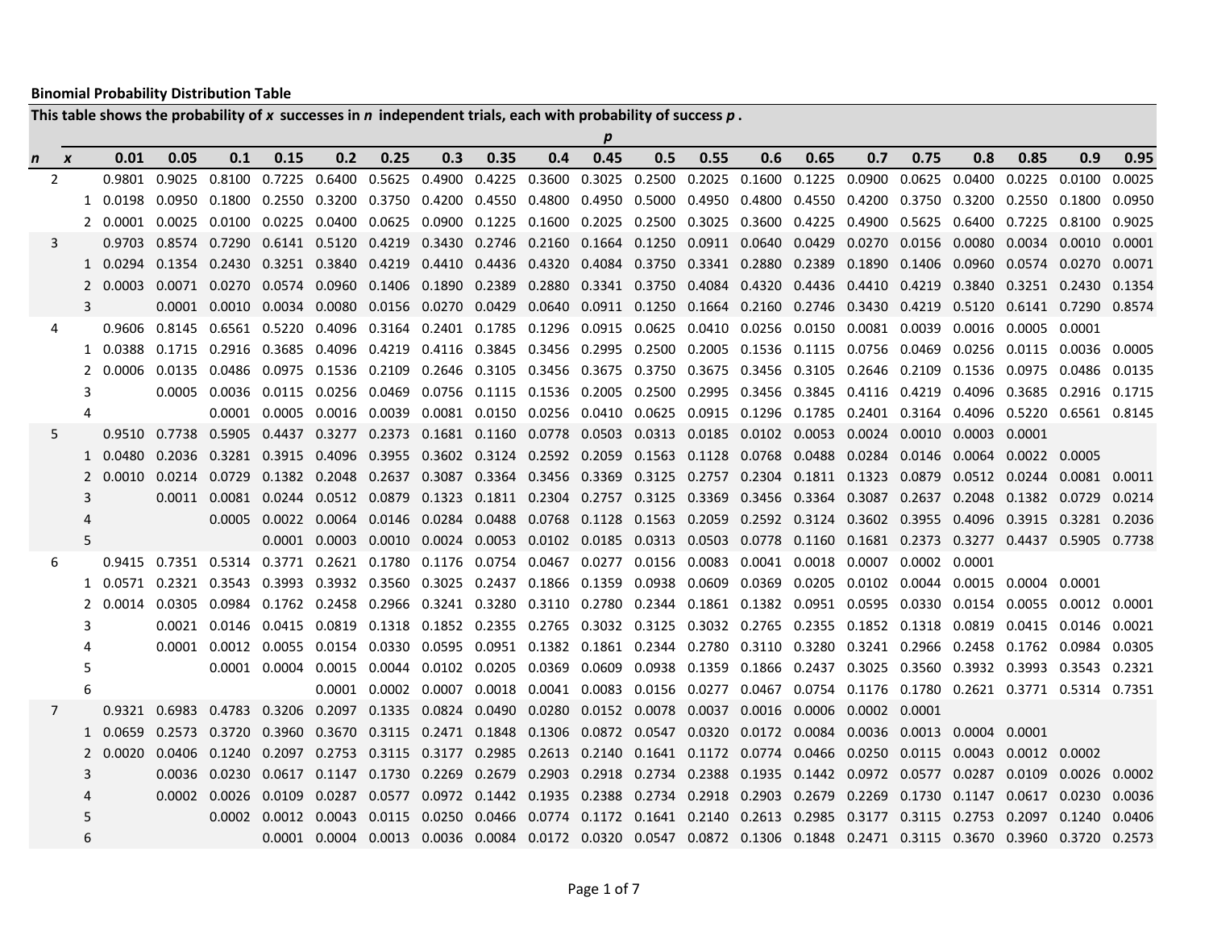**Binomial Probability Distribution Table**

**This table shows the probability of *x* successes in *n* independent trials, each with probability of success *p*.**

| | | *p* | | | | | | | | | | | | | | | | | | | |
|---|---|---|---|---|---|---|---|---|---|---|---|---|---|---|---|---|---|---|---|---|---|
| ***n*** | ***x*** | **0.01** | **0.05** | **0.1** | **0.15** | **0.2** | **0.25** | **0.3** | **0.35** | **0.4** | **0.45** | **0.5** | **0.55** | **0.6** | **0.65** | **0.7** | **0.75** | **0.8** | **0.85** | **0.9** | **0.95** |
| 2 | | 0.9801 | 0.9025 | 0.8100 | 0.7225 | 0.6400 | 0.5625 | 0.4900 | 0.4225 | 0.3600 | 0.3025 | 0.2500 | 0.2025 | 0.1600 | 0.1225 | 0.0900 | 0.0625 | 0.0400 | 0.0225 | 0.0100 | 0.0025 |
| | 1 | 0.0198 | 0.0950 | 0.1800 | 0.2550 | 0.3200 | 0.3750 | 0.4200 | 0.4550 | 0.4800 | 0.4950 | 0.5000 | 0.4950 | 0.4800 | 0.4550 | 0.4200 | 0.3750 | 0.3200 | 0.2550 | 0.1800 | 0.0950 |
| | 2 | 0.0001 | 0.0025 | 0.0100 | 0.0225 | 0.0400 | 0.0625 | 0.0900 | 0.1225 | 0.1600 | 0.2025 | 0.2500 | 0.3025 | 0.3600 | 0.4225 | 0.4900 | 0.5625 | 0.6400 | 0.7225 | 0.8100 | 0.9025 |
| 3 | | 0.9703 | 0.8574 | 0.7290 | 0.6141 | 0.5120 | 0.4219 | 0.3430 | 0.2746 | 0.2160 | 0.1664 | 0.1250 | 0.0911 | 0.0640 | 0.0429 | 0.0270 | 0.0156 | 0.0080 | 0.0034 | 0.0010 | 0.0001 |
| | 1 | 0.0294 | 0.1354 | 0.2430 | 0.3251 | 0.3840 | 0.4219 | 0.4410 | 0.4436 | 0.4320 | 0.4084 | 0.3750 | 0.3341 | 0.2880 | 0.2389 | 0.1890 | 0.1406 | 0.0960 | 0.0574 | 0.0270 | 0.0071 |
| | 2 | 0.0003 | 0.0071 | 0.0270 | 0.0574 | 0.0960 | 0.1406 | 0.1890 | 0.2389 | 0.2880 | 0.3341 | 0.3750 | 0.4084 | 0.4320 | 0.4436 | 0.4410 | 0.4219 | 0.3840 | 0.3251 | 0.2430 | 0.1354 |
| | 3 | | 0.0001 | 0.0010 | 0.0034 | 0.0080 | 0.0156 | 0.0270 | 0.0429 | 0.0640 | 0.0911 | 0.1250 | 0.1664 | 0.2160 | 0.2746 | 0.3430 | 0.4219 | 0.5120 | 0.6141 | 0.7290 | 0.8574 |
| 4 | | 0.9606 | 0.8145 | 0.6561 | 0.5220 | 0.4096 | 0.3164 | 0.2401 | 0.1785 | 0.1296 | 0.0915 | 0.0625 | 0.0410 | 0.0256 | 0.0150 | 0.0081 | 0.0039 | 0.0016 | 0.0005 | 0.0001 | |
| | 1 | 0.0388 | 0.1715 | 0.2916 | 0.3685 | 0.4096 | 0.4219 | 0.4116 | 0.3845 | 0.3456 | 0.2995 | 0.2500 | 0.2005 | 0.1536 | 0.1115 | 0.0756 | 0.0469 | 0.0256 | 0.0115 | 0.0036 | 0.0005 |
| | 2 | 0.0006 | 0.0135 | 0.0486 | 0.0975 | 0.1536 | 0.2109 | 0.2646 | 0.3105 | 0.3456 | 0.3675 | 0.3750 | 0.3675 | 0.3456 | 0.3105 | 0.2646 | 0.2109 | 0.1536 | 0.0975 | 0.0486 | 0.0135 |
| | 3 | | 0.0005 | 0.0036 | 0.0115 | 0.0256 | 0.0469 | 0.0756 | 0.1115 | 0.1536 | 0.2005 | 0.2500 | 0.2995 | 0.3456 | 0.3845 | 0.4116 | 0.4219 | 0.4096 | 0.3685 | 0.2916 | 0.1715 |
| | 4 | | | 0.0001 | 0.0005 | 0.0016 | 0.0039 | 0.0081 | 0.0150 | 0.0256 | 0.0410 | 0.0625 | 0.0915 | 0.1296 | 0.1785 | 0.2401 | 0.3164 | 0.4096 | 0.5220 | 0.6561 | 0.8145 |
| 5 | | 0.9510 | 0.7738 | 0.5905 | 0.4437 | 0.3277 | 0.2373 | 0.1681 | 0.1160 | 0.0778 | 0.0503 | 0.0313 | 0.0185 | 0.0102 | 0.0053 | 0.0024 | 0.0010 | 0.0003 | 0.0001 | | |
| | 1 | 0.0480 | 0.2036 | 0.3281 | 0.3915 | 0.4096 | 0.3955 | 0.3602 | 0.3124 | 0.2592 | 0.2059 | 0.1563 | 0.1128 | 0.0768 | 0.0488 | 0.0284 | 0.0146 | 0.0064 | 0.0022 | 0.0005 | |
| | 2 | 0.0010 | 0.0214 | 0.0729 | 0.1382 | 0.2048 | 0.2637 | 0.3087 | 0.3364 | 0.3456 | 0.3369 | 0.3125 | 0.2757 | 0.2304 | 0.1811 | 0.1323 | 0.0879 | 0.0512 | 0.0244 | 0.0081 | 0.0011 |
| | 3 | | 0.0011 | 0.0081 | 0.0244 | 0.0512 | 0.0879 | 0.1323 | 0.1811 | 0.2304 | 0.2757 | 0.3125 | 0.3369 | 0.3456 | 0.3364 | 0.3087 | 0.2637 | 0.2048 | 0.1382 | 0.0729 | 0.0214 |
| | 4 | | | 0.0005 | 0.0022 | 0.0064 | 0.0146 | 0.0284 | 0.0488 | 0.0768 | 0.1128 | 0.1563 | 0.2059 | 0.2592 | 0.3124 | 0.3602 | 0.3955 | 0.4096 | 0.3915 | 0.3281 | 0.2036 |
| | 5 | | | | 0.0001 | 0.0003 | 0.0010 | 0.0024 | 0.0053 | 0.0102 | 0.0185 | 0.0313 | 0.0503 | 0.0778 | 0.1160 | 0.1681 | 0.2373 | 0.3277 | 0.4437 | 0.5905 | 0.7738 |
| 6 | | 0.9415 | 0.7351 | 0.5314 | 0.3771 | 0.2621 | 0.1780 | 0.1176 | 0.0754 | 0.0467 | 0.0277 | 0.0156 | 0.0083 | 0.0041 | 0.0018 | 0.0007 | 0.0002 | 0.0001 | | | |
| | 1 | 0.0571 | 0.2321 | 0.3543 | 0.3993 | 0.3932 | 0.3560 | 0.3025 | 0.2437 | 0.1866 | 0.1359 | 0.0938 | 0.0609 | 0.0369 | 0.0205 | 0.0102 | 0.0044 | 0.0015 | 0.0004 | 0.0001 | |
| | 2 | 0.0014 | 0.0305 | 0.0984 | 0.1762 | 0.2458 | 0.2966 | 0.3241 | 0.3280 | 0.3110 | 0.2780 | 0.2344 | 0.1861 | 0.1382 | 0.0951 | 0.0595 | 0.0330 | 0.0154 | 0.0055 | 0.0012 | 0.0001 |
| | 3 | | 0.0021 | 0.0146 | 0.0415 | 0.0819 | 0.1318 | 0.1852 | 0.2355 | 0.2765 | 0.3032 | 0.3125 | 0.3032 | 0.2765 | 0.2355 | 0.1852 | 0.1318 | 0.0819 | 0.0415 | 0.0146 | 0.0021 |
| | 4 | | 0.0001 | 0.0012 | 0.0055 | 0.0154 | 0.0330 | 0.0595 | 0.0951 | 0.1382 | 0.1861 | 0.2344 | 0.2780 | 0.3110 | 0.3280 | 0.3241 | 0.2966 | 0.2458 | 0.1762 | 0.0984 | 0.0305 |
| | 5 | | | 0.0001 | 0.0004 | 0.0015 | 0.0044 | 0.0102 | 0.0205 | 0.0369 | 0.0609 | 0.0938 | 0.1359 | 0.1866 | 0.2437 | 0.3025 | 0.3560 | 0.3932 | 0.3993 | 0.3543 | 0.2321 |
| | 6 | | | | | 0.0001 | 0.0002 | 0.0007 | 0.0018 | 0.0041 | 0.0083 | 0.0156 | 0.0277 | 0.0467 | 0.0754 | 0.1176 | 0.1780 | 0.2621 | 0.3771 | 0.5314 | 0.7351 |
| 7 | | 0.9321 | 0.6983 | 0.4783 | 0.3206 | 0.2097 | 0.1335 | 0.0824 | 0.0490 | 0.0280 | 0.0152 | 0.0078 | 0.0037 | 0.0016 | 0.0006 | 0.0002 | 0.0001 | | | | |
| | 1 | 0.0659 | 0.2573 | 0.3720 | 0.3960 | 0.3670 | 0.3115 | 0.2471 | 0.1848 | 0.1306 | 0.0872 | 0.0547 | 0.0320 | 0.0172 | 0.0084 | 0.0036 | 0.0013 | 0.0004 | 0.0001 | | |
| | 2 | 0.0020 | 0.0406 | 0.1240 | 0.2097 | 0.2753 | 0.3115 | 0.3177 | 0.2985 | 0.2613 | 0.2140 | 0.1641 | 0.1172 | 0.0774 | 0.0466 | 0.0250 | 0.0115 | 0.0043 | 0.0012 | 0.0002 | |
| | 3 | | 0.0036 | 0.0230 | 0.0617 | 0.1147 | 0.1730 | 0.2269 | 0.2679 | 0.2903 | 0.2918 | 0.2734 | 0.2388 | 0.1935 | 0.1442 | 0.0972 | 0.0577 | 0.0287 | 0.0109 | 0.0026 | 0.0002 |
| | 4 | | 0.0002 | 0.0026 | 0.0109 | 0.0287 | 0.0577 | 0.0972 | 0.1442 | 0.1935 | 0.2388 | 0.2734 | 0.2918 | 0.2903 | 0.2679 | 0.2269 | 0.1730 | 0.1147 | 0.0617 | 0.0230 | 0.0036 |
| | 5 | | | 0.0002 | 0.0012 | 0.0043 | 0.0115 | 0.0250 | 0.0466 | 0.0774 | 0.1172 | 0.1641 | 0.2140 | 0.2613 | 0.2985 | 0.3177 | 0.3115 | 0.2753 | 0.2097 | 0.1240 | 0.0406 |
| | 6 | | | | 0.0001 | 0.0004 | 0.0013 | 0.0036 | 0.0084 | 0.0172 | 0.0320 | 0.0547 | 0.0872 | 0.1306 | 0.1848 | 0.2471 | 0.3115 | 0.3670 | 0.3960 | 0.3720 | 0.2573 |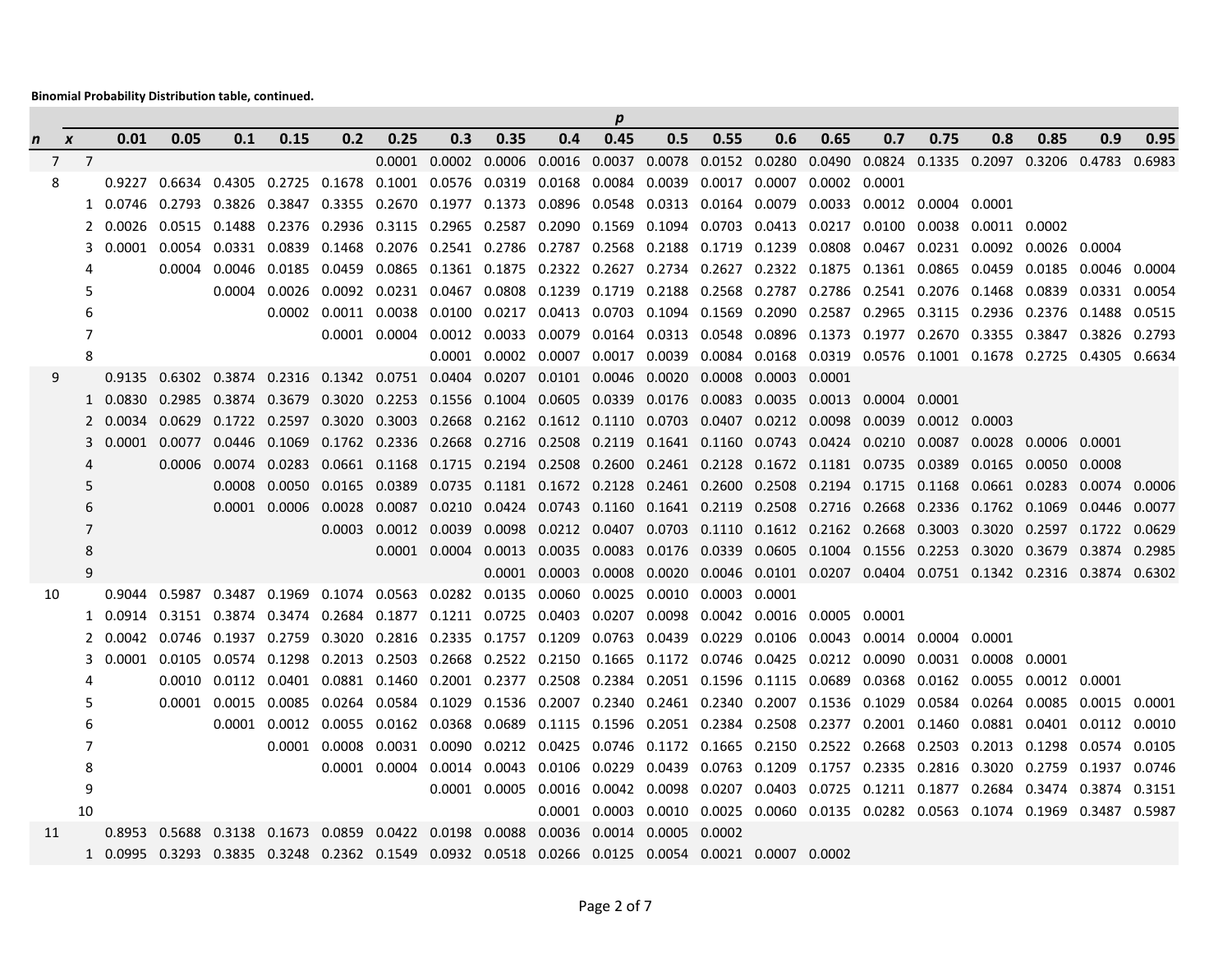**Binomial Probability Distribution table, continued.**

| | | *p* | | | | | | | | | | | | | | | | | | | |
|---|---|---|---|---|---|---|---|---|---|---|---|---|---|---|---|---|---|---|---|---|---|
| *n* | *x* | 0.01 | 0.05 | 0.1 | 0.15 | 0.2 | 0.25 | 0.3 | 0.35 | 0.4 | 0.45 | 0.5 | 0.55 | 0.6 | 0.65 | 0.7 | 0.75 | 0.8 | 0.85 | 0.9 | 0.95 |
| 7 | 7 | | | | | | 0.0001 | 0.0002 | 0.0006 | 0.0016 | 0.0037 | 0.0078 | 0.0152 | 0.0280 | 0.0490 | 0.0824 | 0.1335 | 0.2097 | 0.3206 | 0.4783 | 0.6983 |
| 8 | | 0.9227 | 0.6634 | 0.4305 | 0.2725 | 0.1678 | 0.1001 | 0.0576 | 0.0319 | 0.0168 | 0.0084 | 0.0039 | 0.0017 | 0.0007 | 0.0002 | 0.0001 | | | | | |
| | 1 | 0.0746 | 0.2793 | 0.3826 | 0.3847 | 0.3355 | 0.2670 | 0.1977 | 0.1373 | 0.0896 | 0.0548 | 0.0313 | 0.0164 | 0.0079 | 0.0033 | 0.0012 | 0.0004 | 0.0001 | | | |
| | 2 | 0.0026 | 0.0515 | 0.1488 | 0.2376 | 0.2936 | 0.3115 | 0.2965 | 0.2587 | 0.2090 | 0.1569 | 0.1094 | 0.0703 | 0.0413 | 0.0217 | 0.0100 | 0.0038 | 0.0011 | 0.0002 | | |
| | 3 | 0.0001 | 0.0054 | 0.0331 | 0.0839 | 0.1468 | 0.2076 | 0.2541 | 0.2786 | 0.2787 | 0.2568 | 0.2188 | 0.1719 | 0.1239 | 0.0808 | 0.0467 | 0.0231 | 0.0092 | 0.0026 | 0.0004 | |
| | 4 | | 0.0004 | 0.0046 | 0.0185 | 0.0459 | 0.0865 | 0.1361 | 0.1875 | 0.2322 | 0.2627 | 0.2734 | 0.2627 | 0.2322 | 0.1875 | 0.1361 | 0.0865 | 0.0459 | 0.0185 | 0.0046 | 0.0004 |
| | 5 | | | 0.0004 | 0.0026 | 0.0092 | 0.0231 | 0.0467 | 0.0808 | 0.1239 | 0.1719 | 0.2188 | 0.2568 | 0.2787 | 0.2786 | 0.2541 | 0.2076 | 0.1468 | 0.0839 | 0.0331 | 0.0054 |
| | 6 | | | | 0.0002 | 0.0011 | 0.0038 | 0.0100 | 0.0217 | 0.0413 | 0.0703 | 0.1094 | 0.1569 | 0.2090 | 0.2587 | 0.2965 | 0.3115 | 0.2936 | 0.2376 | 0.1488 | 0.0515 |
| | 7 | | | | | 0.0001 | 0.0004 | 0.0012 | 0.0033 | 0.0079 | 0.0164 | 0.0313 | 0.0548 | 0.0896 | 0.1373 | 0.1977 | 0.2670 | 0.3355 | 0.3847 | 0.3826 | 0.2793 |
| | 8 | | | | | | | 0.0001 | 0.0002 | 0.0007 | 0.0017 | 0.0039 | 0.0084 | 0.0168 | 0.0319 | 0.0576 | 0.1001 | 0.1678 | 0.2725 | 0.4305 | 0.6634 |
| 9 | | 0.9135 | 0.6302 | 0.3874 | 0.2316 | 0.1342 | 0.0751 | 0.0404 | 0.0207 | 0.0101 | 0.0046 | 0.0020 | 0.0008 | 0.0003 | 0.0001 | | | | | | |
| | 1 | 0.0830 | 0.2985 | 0.3874 | 0.3679 | 0.3020 | 0.2253 | 0.1556 | 0.1004 | 0.0605 | 0.0339 | 0.0176 | 0.0083 | 0.0035 | 0.0013 | 0.0004 | 0.0001 | | | | |
| | 2 | 0.0034 | 0.0629 | 0.1722 | 0.2597 | 0.3020 | 0.3003 | 0.2668 | 0.2162 | 0.1612 | 0.1110 | 0.0703 | 0.0407 | 0.0212 | 0.0098 | 0.0039 | 0.0012 | 0.0003 | | | |
| | 3 | 0.0001 | 0.0077 | 0.0446 | 0.1069 | 0.1762 | 0.2336 | 0.2668 | 0.2716 | 0.2508 | 0.2119 | 0.1641 | 0.1160 | 0.0743 | 0.0424 | 0.0210 | 0.0087 | 0.0028 | 0.0006 | 0.0001 | |
| | 4 | | 0.0006 | 0.0074 | 0.0283 | 0.0661 | 0.1168 | 0.1715 | 0.2194 | 0.2508 | 0.2600 | 0.2461 | 0.2128 | 0.1672 | 0.1181 | 0.0735 | 0.0389 | 0.0165 | 0.0050 | 0.0008 | |
| | 5 | | | 0.0008 | 0.0050 | 0.0165 | 0.0389 | 0.0735 | 0.1181 | 0.1672 | 0.2128 | 0.2461 | 0.2600 | 0.2508 | 0.2194 | 0.1715 | 0.1168 | 0.0661 | 0.0283 | 0.0074 | 0.0006 |
| | 6 | | | 0.0001 | 0.0006 | 0.0028 | 0.0087 | 0.0210 | 0.0424 | 0.0743 | 0.1160 | 0.1641 | 0.2119 | 0.2508 | 0.2716 | 0.2668 | 0.2336 | 0.1762 | 0.1069 | 0.0446 | 0.0077 |
| | 7 | | | | | 0.0003 | 0.0012 | 0.0039 | 0.0098 | 0.0212 | 0.0407 | 0.0703 | 0.1110 | 0.1612 | 0.2162 | 0.2668 | 0.3003 | 0.3020 | 0.2597 | 0.1722 | 0.0629 |
| | 8 | | | | | | 0.0001 | 0.0004 | 0.0013 | 0.0035 | 0.0083 | 0.0176 | 0.0339 | 0.0605 | 0.1004 | 0.1556 | 0.2253 | 0.3020 | 0.3679 | 0.3874 | 0.2985 |
| | 9 | | | | | | | | 0.0001 | 0.0003 | 0.0008 | 0.0020 | 0.0046 | 0.0101 | 0.0207 | 0.0404 | 0.0751 | 0.1342 | 0.2316 | 0.3874 | 0.6302 |
| 10 | | 0.9044 | 0.5987 | 0.3487 | 0.1969 | 0.1074 | 0.0563 | 0.0282 | 0.0135 | 0.0060 | 0.0025 | 0.0010 | 0.0003 | 0.0001 | | | | | | | |
| | 1 | 0.0914 | 0.3151 | 0.3874 | 0.3474 | 0.2684 | 0.1877 | 0.1211 | 0.0725 | 0.0403 | 0.0207 | 0.0098 | 0.0042 | 0.0016 | 0.0005 | 0.0001 | | | | | |
| | 2 | 0.0042 | 0.0746 | 0.1937 | 0.2759 | 0.3020 | 0.2816 | 0.2335 | 0.1757 | 0.1209 | 0.0763 | 0.0439 | 0.0229 | 0.0106 | 0.0043 | 0.0014 | 0.0004 | 0.0001 | | | |
| | 3 | 0.0001 | 0.0105 | 0.0574 | 0.1298 | 0.2013 | 0.2503 | 0.2668 | 0.2522 | 0.2150 | 0.1665 | 0.1172 | 0.0746 | 0.0425 | 0.0212 | 0.0090 | 0.0031 | 0.0008 | 0.0001 | | |
| | 4 | | 0.0010 | 0.0112 | 0.0401 | 0.0881 | 0.1460 | 0.2001 | 0.2377 | 0.2508 | 0.2384 | 0.2051 | 0.1596 | 0.1115 | 0.0689 | 0.0368 | 0.0162 | 0.0055 | 0.0012 | 0.0001 | |
| | 5 | | 0.0001 | 0.0015 | 0.0085 | 0.0264 | 0.0584 | 0.1029 | 0.1536 | 0.2007 | 0.2340 | 0.2461 | 0.2340 | 0.2007 | 0.1536 | 0.1029 | 0.0584 | 0.0264 | 0.0085 | 0.0015 | 0.0001 |
| | 6 | | | 0.0001 | 0.0012 | 0.0055 | 0.0162 | 0.0368 | 0.0689 | 0.1115 | 0.1596 | 0.2051 | 0.2384 | 0.2508 | 0.2377 | 0.2001 | 0.1460 | 0.0881 | 0.0401 | 0.0112 | 0.0010 |
| | 7 | | | | 0.0001 | 0.0008 | 0.0031 | 0.0090 | 0.0212 | 0.0425 | 0.0746 | 0.1172 | 0.1665 | 0.2150 | 0.2522 | 0.2668 | 0.2503 | 0.2013 | 0.1298 | 0.0574 | 0.0105 |
| | 8 | | | | | 0.0001 | 0.0004 | 0.0014 | 0.0043 | 0.0106 | 0.0229 | 0.0439 | 0.0763 | 0.1209 | 0.1757 | 0.2335 | 0.2816 | 0.3020 | 0.2759 | 0.1937 | 0.0746 |
| | 9 | | | | | | | 0.0001 | 0.0005 | 0.0016 | 0.0042 | 0.0098 | 0.0207 | 0.0403 | 0.0725 | 0.1211 | 0.1877 | 0.2684 | 0.3474 | 0.3874 | 0.3151 |
| | 10 | | | | | | | | | 0.0001 | 0.0003 | 0.0010 | 0.0025 | 0.0060 | 0.0135 | 0.0282 | 0.0563 | 0.1074 | 0.1969 | 0.3487 | 0.5987 |
| 11 | | 0.8953 | 0.5688 | 0.3138 | 0.1673 | 0.0859 | 0.0422 | 0.0198 | 0.0088 | 0.0036 | 0.0014 | 0.0005 | 0.0002 | | | | | | | | |
| | 1 | 0.0995 | 0.3293 | 0.3835 | 0.3248 | 0.2362 | 0.1549 | 0.0932 | 0.0518 | 0.0266 | 0.0125 | 0.0054 | 0.0021 | 0.0007 | 0.0002 | | | | | | |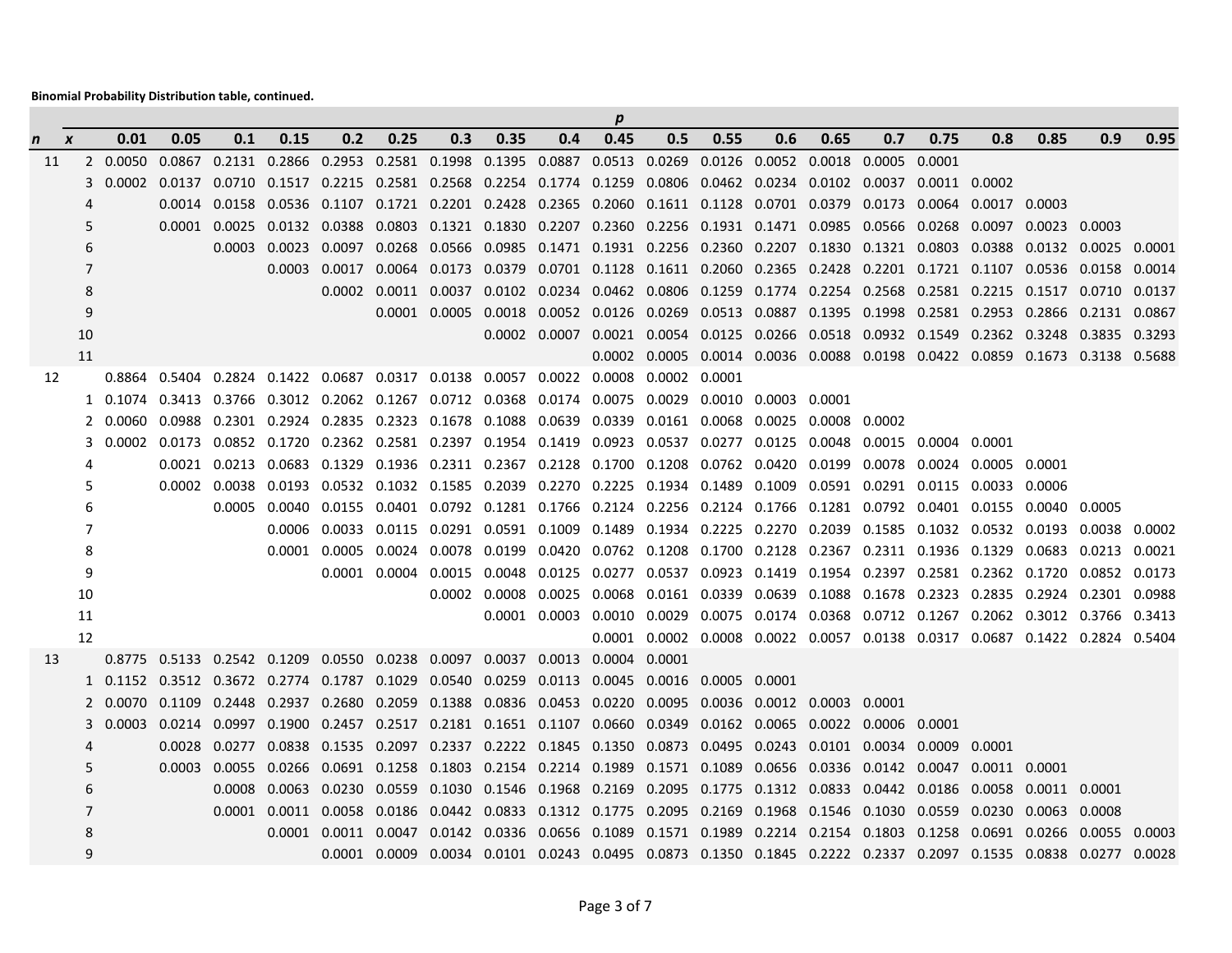**Binomial Probability Distribution table, continued.**

| | | | | | | | | | | | *p* | | | | | | | | | | |
|---|---|---|---|---|---|---|---|---|---|---|---|---|---|---|---|---|---|---|---|---|---|
| ***n*** | ***x*** | **0.01** | **0.05** | **0.1** | **0.15** | **0.2** | **0.25** | **0.3** | **0.35** | **0.4** | **0.45** | **0.5** | **0.55** | **0.6** | **0.65** | **0.7** | **0.75** | **0.8** | **0.85** | **0.9** | **0.95** |
| 11 | 2 | 0.0050 | 0.0867 | 0.2131 | 0.2866 | 0.2953 | 0.2581 | 0.1998 | 0.1395 | 0.0887 | 0.0513 | 0.0269 | 0.0126 | 0.0052 | 0.0018 | 0.0005 | 0.0001 | | | | |
| | 3 | 0.0002 | 0.0137 | 0.0710 | 0.1517 | 0.2215 | 0.2581 | 0.2568 | 0.2254 | 0.1774 | 0.1259 | 0.0806 | 0.0462 | 0.0234 | 0.0102 | 0.0037 | 0.0011 | 0.0002 | | | |
| | 4 | | 0.0014 | 0.0158 | 0.0536 | 0.1107 | 0.1721 | 0.2201 | 0.2428 | 0.2365 | 0.2060 | 0.1611 | 0.1128 | 0.0701 | 0.0379 | 0.0173 | 0.0064 | 0.0017 | 0.0003 | | |
| | 5 | | 0.0001 | 0.0025 | 0.0132 | 0.0388 | 0.0803 | 0.1321 | 0.1830 | 0.2207 | 0.2360 | 0.2256 | 0.1931 | 0.1471 | 0.0985 | 0.0566 | 0.0268 | 0.0097 | 0.0023 | 0.0003 | |
| | 6 | | | 0.0003 | 0.0023 | 0.0097 | 0.0268 | 0.0566 | 0.0985 | 0.1471 | 0.1931 | 0.2256 | 0.2360 | 0.2207 | 0.1830 | 0.1321 | 0.0803 | 0.0388 | 0.0132 | 0.0025 | 0.0001 |
| | 7 | | | | 0.0003 | 0.0017 | 0.0064 | 0.0173 | 0.0379 | 0.0701 | 0.1128 | 0.1611 | 0.2060 | 0.2365 | 0.2428 | 0.2201 | 0.1721 | 0.1107 | 0.0536 | 0.0158 | 0.0014 |
| | 8 | | | | | 0.0002 | 0.0011 | 0.0037 | 0.0102 | 0.0234 | 0.0462 | 0.0806 | 0.1259 | 0.1774 | 0.2254 | 0.2568 | 0.2581 | 0.2215 | 0.1517 | 0.0710 | 0.0137 |
| | 9 | | | | | | 0.0001 | 0.0005 | 0.0018 | 0.0052 | 0.0126 | 0.0269 | 0.0513 | 0.0887 | 0.1395 | 0.1998 | 0.2581 | 0.2953 | 0.2866 | 0.2131 | 0.0867 |
| | 10 | | | | | | | | 0.0002 | 0.0007 | 0.0021 | 0.0054 | 0.0125 | 0.0266 | 0.0518 | 0.0932 | 0.1549 | 0.2362 | 0.3248 | 0.3835 | 0.3293 |
| | 11 | | | | | | | | | | 0.0002 | 0.0005 | 0.0014 | 0.0036 | 0.0088 | 0.0198 | 0.0422 | 0.0859 | 0.1673 | 0.3138 | 0.5688 |
| 12 | | 0.8864 | 0.5404 | 0.2824 | 0.1422 | 0.0687 | 0.0317 | 0.0138 | 0.0057 | 0.0022 | 0.0008 | 0.0002 | 0.0001 | | | | | | | | |
| | 1 | 0.1074 | 0.3413 | 0.3766 | 0.3012 | 0.2062 | 0.1267 | 0.0712 | 0.0368 | 0.0174 | 0.0075 | 0.0029 | 0.0010 | 0.0003 | 0.0001 | | | | | | |
| | 2 | 0.0060 | 0.0988 | 0.2301 | 0.2924 | 0.2835 | 0.2323 | 0.1678 | 0.1088 | 0.0639 | 0.0339 | 0.0161 | 0.0068 | 0.0025 | 0.0008 | 0.0002 | | | | | |
| | 3 | 0.0002 | 0.0173 | 0.0852 | 0.1720 | 0.2362 | 0.2581 | 0.2397 | 0.1954 | 0.1419 | 0.0923 | 0.0537 | 0.0277 | 0.0125 | 0.0048 | 0.0015 | 0.0004 | 0.0001 | | | |
| | 4 | | 0.0021 | 0.0213 | 0.0683 | 0.1329 | 0.1936 | 0.2311 | 0.2367 | 0.2128 | 0.1700 | 0.1208 | 0.0762 | 0.0420 | 0.0199 | 0.0078 | 0.0024 | 0.0005 | 0.0001 | | |
| | 5 | | 0.0002 | 0.0038 | 0.0193 | 0.0532 | 0.1032 | 0.1585 | 0.2039 | 0.2270 | 0.2225 | 0.1934 | 0.1489 | 0.1009 | 0.0591 | 0.0291 | 0.0115 | 0.0033 | 0.0006 | | |
| | 6 | | | 0.0005 | 0.0040 | 0.0155 | 0.0401 | 0.0792 | 0.1281 | 0.1766 | 0.2124 | 0.2256 | 0.2124 | 0.1766 | 0.1281 | 0.0792 | 0.0401 | 0.0155 | 0.0040 | 0.0005 | |
| | 7 | | | | 0.0006 | 0.0033 | 0.0115 | 0.0291 | 0.0591 | 0.1009 | 0.1489 | 0.1934 | 0.2225 | 0.2270 | 0.2039 | 0.1585 | 0.1032 | 0.0532 | 0.0193 | 0.0038 | 0.0002 |
| | 8 | | | | 0.0001 | 0.0005 | 0.0024 | 0.0078 | 0.0199 | 0.0420 | 0.0762 | 0.1208 | 0.1700 | 0.2128 | 0.2367 | 0.2311 | 0.1936 | 0.1329 | 0.0683 | 0.0213 | 0.0021 |
| | 9 | | | | | 0.0001 | 0.0004 | 0.0015 | 0.0048 | 0.0125 | 0.0277 | 0.0537 | 0.0923 | 0.1419 | 0.1954 | 0.2397 | 0.2581 | 0.2362 | 0.1720 | 0.0852 | 0.0173 |
| | 10 | | | | | | | 0.0002 | 0.0008 | 0.0025 | 0.0068 | 0.0161 | 0.0339 | 0.0639 | 0.1088 | 0.1678 | 0.2323 | 0.2835 | 0.2924 | 0.2301 | 0.0988 |
| | 11 | | | | | | | | 0.0001 | 0.0003 | 0.0010 | 0.0029 | 0.0075 | 0.0174 | 0.0368 | 0.0712 | 0.1267 | 0.2062 | 0.3012 | 0.3766 | 0.3413 |
| | 12 | | | | | | | | | | 0.0001 | 0.0002 | 0.0008 | 0.0022 | 0.0057 | 0.0138 | 0.0317 | 0.0687 | 0.1422 | 0.2824 | 0.5404 |
| 13 | | 0.8775 | 0.5133 | 0.2542 | 0.1209 | 0.0550 | 0.0238 | 0.0097 | 0.0037 | 0.0013 | 0.0004 | 0.0001 | | | | | | | | | |
| | 1 | 0.1152 | 0.3512 | 0.3672 | 0.2774 | 0.1787 | 0.1029 | 0.0540 | 0.0259 | 0.0113 | 0.0045 | 0.0016 | 0.0005 | 0.0001 | | | | | | | |
| | 2 | 0.0070 | 0.1109 | 0.2448 | 0.2937 | 0.2680 | 0.2059 | 0.1388 | 0.0836 | 0.0453 | 0.0220 | 0.0095 | 0.0036 | 0.0012 | 0.0003 | 0.0001 | | | | | |
| | 3 | 0.0003 | 0.0214 | 0.0997 | 0.1900 | 0.2457 | 0.2517 | 0.2181 | 0.1651 | 0.1107 | 0.0660 | 0.0349 | 0.0162 | 0.0065 | 0.0022 | 0.0006 | 0.0001 | | | | |
| | 4 | | 0.0028 | 0.0277 | 0.0838 | 0.1535 | 0.2097 | 0.2337 | 0.2222 | 0.1845 | 0.1350 | 0.0873 | 0.0495 | 0.0243 | 0.0101 | 0.0034 | 0.0009 | 0.0001 | | | |
| | 5 | | 0.0003 | 0.0055 | 0.0266 | 0.0691 | 0.1258 | 0.1803 | 0.2154 | 0.2214 | 0.1989 | 0.1571 | 0.1089 | 0.0656 | 0.0336 | 0.0142 | 0.0047 | 0.0011 | 0.0001 | | |
| | 6 | | | 0.0008 | 0.0063 | 0.0230 | 0.0559 | 0.1030 | 0.1546 | 0.1968 | 0.2169 | 0.2095 | 0.1775 | 0.1312 | 0.0833 | 0.0442 | 0.0186 | 0.0058 | 0.0011 | 0.0001 | |
| | 7 | | | 0.0001 | 0.0011 | 0.0058 | 0.0186 | 0.0442 | 0.0833 | 0.1312 | 0.1775 | 0.2095 | 0.2169 | 0.1968 | 0.1546 | 0.1030 | 0.0559 | 0.0230 | 0.0063 | 0.0008 | |
| | 8 | | | | 0.0001 | 0.0011 | 0.0047 | 0.0142 | 0.0336 | 0.0656 | 0.1089 | 0.1571 | 0.1989 | 0.2214 | 0.2154 | 0.1803 | 0.1258 | 0.0691 | 0.0266 | 0.0055 | 0.0003 |
| | 9 | | | | | 0.0001 | 0.0009 | 0.0034 | 0.0101 | 0.0243 | 0.0495 | 0.0873 | 0.1350 | 0.1845 | 0.2222 | 0.2337 | 0.2097 | 0.1535 | 0.0838 | 0.0277 | 0.0028 |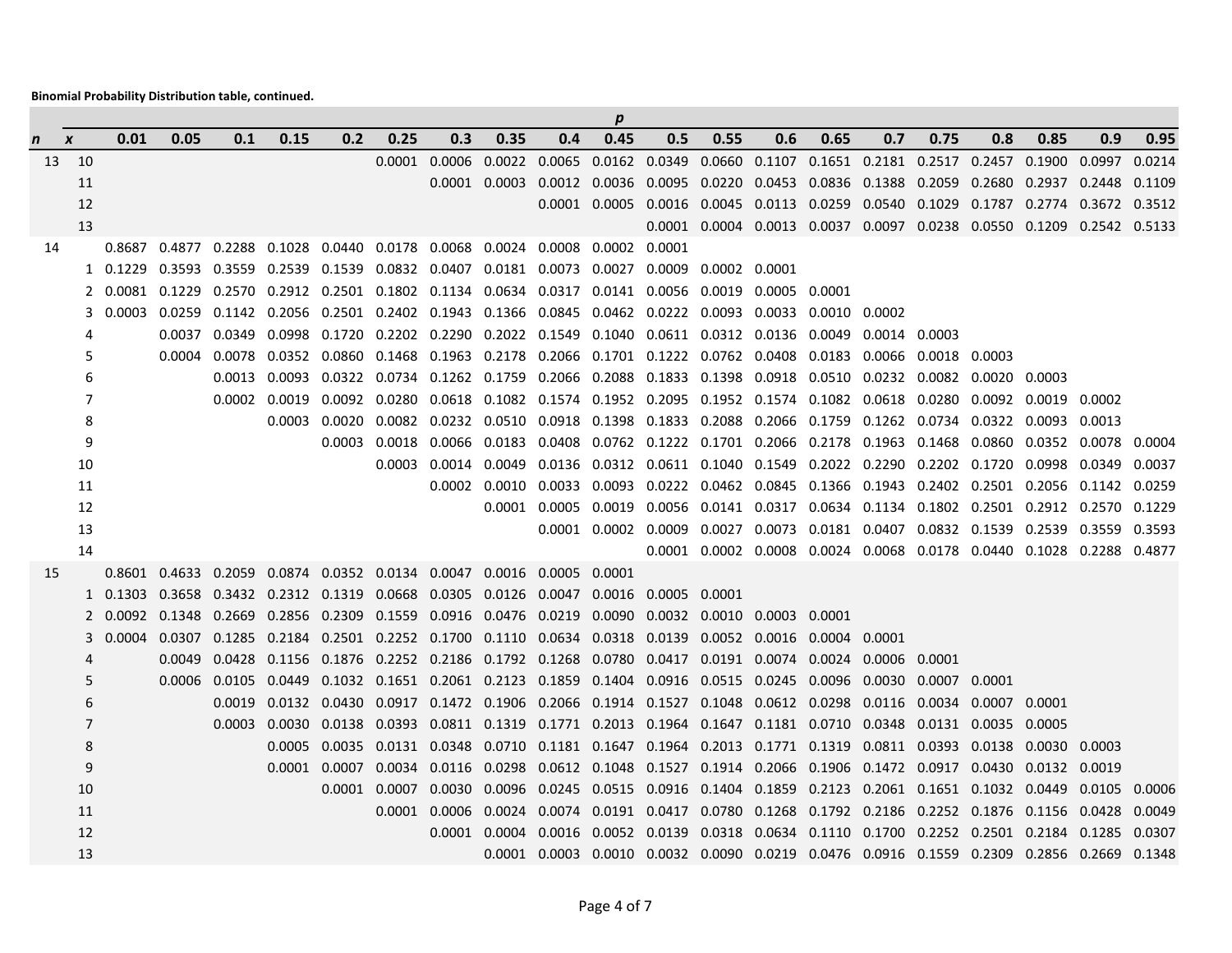**Binomial Probability Distribution table, continued.**

| | | p | | | | | | | | | | | | | | | | | | | |
|---|---|---|---|---|---|---|---|---|---|---|---|---|---|---|---|---|---|---|---|---|---|
| n | x | 0.01 | 0.05 | 0.1 | 0.15 | 0.2 | 0.25 | 0.3 | 0.35 | 0.4 | 0.45 | 0.5 | 0.55 | 0.6 | 0.65 | 0.7 | 0.75 | 0.8 | 0.85 | 0.9 | 0.95 |
| 13 | 10 | | | | | | 0.0001 | 0.0006 | 0.0022 | 0.0065 | 0.0162 | 0.0349 | 0.0660 | 0.1107 | 0.1651 | 0.2181 | 0.2517 | 0.2457 | 0.1900 | 0.0997 | 0.0214 |
| | 11 | | | | | | | 0.0001 | 0.0003 | 0.0012 | 0.0036 | 0.0095 | 0.0220 | 0.0453 | 0.0836 | 0.1388 | 0.2059 | 0.2680 | 0.2937 | 0.2448 | 0.1109 |
| | 12 | | | | | | | | | 0.0001 | 0.0005 | 0.0016 | 0.0045 | 0.0113 | 0.0259 | 0.0540 | 0.1029 | 0.1787 | 0.2774 | 0.3672 | 0.3512 |
| | 13 | | | | | | | | | | | 0.0001 | 0.0004 | 0.0013 | 0.0037 | 0.0097 | 0.0238 | 0.0550 | 0.1209 | 0.2542 | 0.5133 |
| 14 | | 0.8687 | 0.4877 | 0.2288 | 0.1028 | 0.0440 | 0.0178 | 0.0068 | 0.0024 | 0.0008 | 0.0002 | 0.0001 | | | | | | | | | |
| | 1 | 0.1229 | 0.3593 | 0.3559 | 0.2539 | 0.1539 | 0.0832 | 0.0407 | 0.0181 | 0.0073 | 0.0027 | 0.0009 | 0.0002 | 0.0001 | | | | | | | |
| | 2 | 0.0081 | 0.1229 | 0.2570 | 0.2912 | 0.2501 | 0.1802 | 0.1134 | 0.0634 | 0.0317 | 0.0141 | 0.0056 | 0.0019 | 0.0005 | 0.0001 | | | | | | |
| | 3 | 0.0003 | 0.0259 | 0.1142 | 0.2056 | 0.2501 | 0.2402 | 0.1943 | 0.1366 | 0.0845 | 0.0462 | 0.0222 | 0.0093 | 0.0033 | 0.0010 | 0.0002 | | | | | |
| | 4 | | 0.0037 | 0.0349 | 0.0998 | 0.1720 | 0.2202 | 0.2290 | 0.2022 | 0.1549 | 0.1040 | 0.0611 | 0.0312 | 0.0136 | 0.0049 | 0.0014 | 0.0003 | | | | |
| | 5 | | 0.0004 | 0.0078 | 0.0352 | 0.0860 | 0.1468 | 0.1963 | 0.2178 | 0.2066 | 0.1701 | 0.1222 | 0.0762 | 0.0408 | 0.0183 | 0.0066 | 0.0018 | 0.0003 | | | |
| | 6 | | | 0.0013 | 0.0093 | 0.0322 | 0.0734 | 0.1262 | 0.1759 | 0.2066 | 0.2088 | 0.1833 | 0.1398 | 0.0918 | 0.0510 | 0.0232 | 0.0082 | 0.0020 | 0.0003 | | |
| | 7 | | | 0.0002 | 0.0019 | 0.0092 | 0.0280 | 0.0618 | 0.1082 | 0.1574 | 0.1952 | 0.2095 | 0.1952 | 0.1574 | 0.1082 | 0.0618 | 0.0280 | 0.0092 | 0.0019 | 0.0002 | |
| | 8 | | | | 0.0003 | 0.0020 | 0.0082 | 0.0232 | 0.0510 | 0.0918 | 0.1398 | 0.1833 | 0.2088 | 0.2066 | 0.1759 | 0.1262 | 0.0734 | 0.0322 | 0.0093 | 0.0013 | |
| | 9 | | | | | 0.0003 | 0.0018 | 0.0066 | 0.0183 | 0.0408 | 0.0762 | 0.1222 | 0.1701 | 0.2066 | 0.2178 | 0.1963 | 0.1468 | 0.0860 | 0.0352 | 0.0078 | 0.0004 |
| | 10 | | | | | | 0.0003 | 0.0014 | 0.0049 | 0.0136 | 0.0312 | 0.0611 | 0.1040 | 0.1549 | 0.2022 | 0.2290 | 0.2202 | 0.1720 | 0.0998 | 0.0349 | 0.0037 |
| | 11 | | | | | | | 0.0002 | 0.0010 | 0.0033 | 0.0093 | 0.0222 | 0.0462 | 0.0845 | 0.1366 | 0.1943 | 0.2402 | 0.2501 | 0.2056 | 0.1142 | 0.0259 |
| | 12 | | | | | | | | 0.0001 | 0.0005 | 0.0019 | 0.0056 | 0.0141 | 0.0317 | 0.0634 | 0.1134 | 0.1802 | 0.2501 | 0.2912 | 0.2570 | 0.1229 |
| | 13 | | | | | | | | | 0.0001 | 0.0002 | 0.0009 | 0.0027 | 0.0073 | 0.0181 | 0.0407 | 0.0832 | 0.1539 | 0.2539 | 0.3559 | 0.3593 |
| | 14 | | | | | | | | | | | 0.0001 | 0.0002 | 0.0008 | 0.0024 | 0.0068 | 0.0178 | 0.0440 | 0.1028 | 0.2288 | 0.4877 |
| 15 | | 0.8601 | 0.4633 | 0.2059 | 0.0874 | 0.0352 | 0.0134 | 0.0047 | 0.0016 | 0.0005 | 0.0001 | | | | | | | | | | |
| | 1 | 0.1303 | 0.3658 | 0.3432 | 0.2312 | 0.1319 | 0.0668 | 0.0305 | 0.0126 | 0.0047 | 0.0016 | 0.0005 | 0.0001 | | | | | | | | |
| | 2 | 0.0092 | 0.1348 | 0.2669 | 0.2856 | 0.2309 | 0.1559 | 0.0916 | 0.0476 | 0.0219 | 0.0090 | 0.0032 | 0.0010 | 0.0003 | 0.0001 | | | | | | |
| | 3 | 0.0004 | 0.0307 | 0.1285 | 0.2184 | 0.2501 | 0.2252 | 0.1700 | 0.1110 | 0.0634 | 0.0318 | 0.0139 | 0.0052 | 0.0016 | 0.0004 | 0.0001 | | | | | |
| | 4 | | 0.0049 | 0.0428 | 0.1156 | 0.1876 | 0.2252 | 0.2186 | 0.1792 | 0.1268 | 0.0780 | 0.0417 | 0.0191 | 0.0074 | 0.0024 | 0.0006 | 0.0001 | | | | |
| | 5 | | 0.0006 | 0.0105 | 0.0449 | 0.1032 | 0.1651 | 0.2061 | 0.2123 | 0.1859 | 0.1404 | 0.0916 | 0.0515 | 0.0245 | 0.0096 | 0.0030 | 0.0007 | 0.0001 | | | |
| | 6 | | | 0.0019 | 0.0132 | 0.0430 | 0.0917 | 0.1472 | 0.1906 | 0.2066 | 0.1914 | 0.1527 | 0.1048 | 0.0612 | 0.0298 | 0.0116 | 0.0034 | 0.0007 | 0.0001 | | |
| | 7 | | | 0.0003 | 0.0030 | 0.0138 | 0.0393 | 0.0811 | 0.1319 | 0.1771 | 0.2013 | 0.1964 | 0.1647 | 0.1181 | 0.0710 | 0.0348 | 0.0131 | 0.0035 | 0.0005 | | |
| | 8 | | | | 0.0005 | 0.0035 | 0.0131 | 0.0348 | 0.0710 | 0.1181 | 0.1647 | 0.1964 | 0.2013 | 0.1771 | 0.1319 | 0.0811 | 0.0393 | 0.0138 | 0.0030 | 0.0003 | |
| | 9 | | | | 0.0001 | 0.0007 | 0.0034 | 0.0116 | 0.0298 | 0.0612 | 0.1048 | 0.1527 | 0.1914 | 0.2066 | 0.1906 | 0.1472 | 0.0917 | 0.0430 | 0.0132 | 0.0019 | |
| | 10 | | | | | 0.0001 | 0.0007 | 0.0030 | 0.0096 | 0.0245 | 0.0515 | 0.0916 | 0.1404 | 0.1859 | 0.2123 | 0.2061 | 0.1651 | 0.1032 | 0.0449 | 0.0105 | 0.0006 |
| | 11 | | | | | | 0.0001 | 0.0006 | 0.0024 | 0.0074 | 0.0191 | 0.0417 | 0.0780 | 0.1268 | 0.1792 | 0.2186 | 0.2252 | 0.1876 | 0.1156 | 0.0428 | 0.0049 |
| | 12 | | | | | | | 0.0001 | 0.0004 | 0.0016 | 0.0052 | 0.0139 | 0.0318 | 0.0634 | 0.1110 | 0.1700 | 0.2252 | 0.2501 | 0.2184 | 0.1285 | 0.0307 |
| | 13 | | | | | | | | 0.0001 | 0.0003 | 0.0010 | 0.0032 | 0.0090 | 0.0219 | 0.0476 | 0.0916 | 0.1559 | 0.2309 | 0.2856 | 0.2669 | 0.1348 |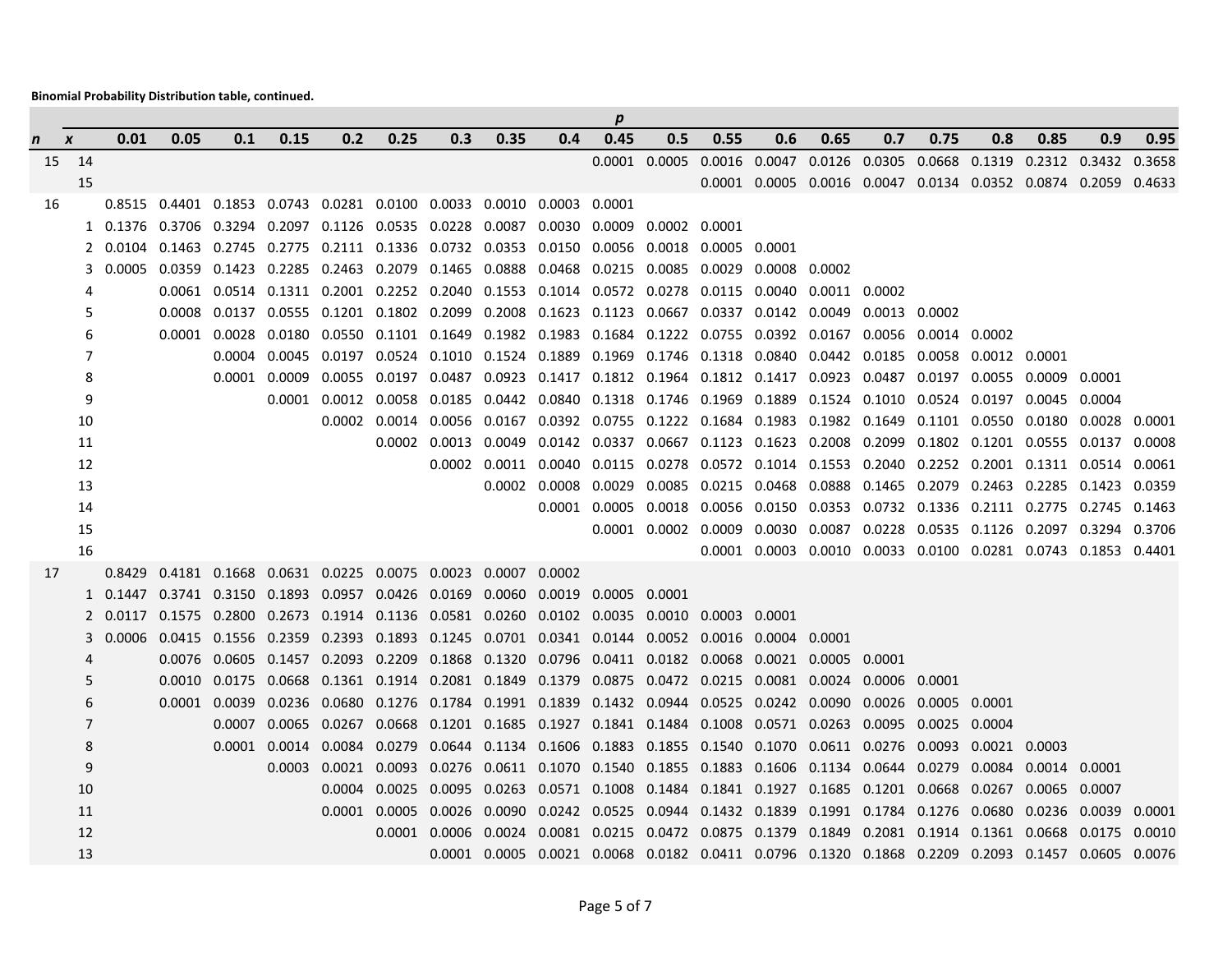**Binomial Probability Distribution table, continued.**

| | | | | | | | | | | | *p* | | | | | | | | | | |
|---|---|---|---|---|---|---|---|---|---|---|---|---|---|---|---|---|---|---|---|---|---|
| *n* | *x* | 0.01 | 0.05 | 0.1 | 0.15 | 0.2 | 0.25 | 0.3 | 0.35 | 0.4 | 0.45 | 0.5 | 0.55 | 0.6 | 0.65 | 0.7 | 0.75 | 0.8 | 0.85 | 0.9 | 0.95 |
| 15 | 14 | | | | | | | | | | 0.0001 | 0.0005 | 0.0016 | 0.0047 | 0.0126 | 0.0305 | 0.0668 | 0.1319 | 0.2312 | 0.3432 | 0.3658 |
| | 15 | | | | | | | | | | | | 0.0001 | 0.0005 | 0.0016 | 0.0047 | 0.0134 | 0.0352 | 0.0874 | 0.2059 | 0.4633 |
| 16 | | 0.8515 | 0.4401 | 0.1853 | 0.0743 | 0.0281 | 0.0100 | 0.0033 | 0.0010 | 0.0003 | 0.0001 | | | | | | | | | | |
| | 1 | 0.1376 | 0.3706 | 0.3294 | 0.2097 | 0.1126 | 0.0535 | 0.0228 | 0.0087 | 0.0030 | 0.0009 | 0.0002 | 0.0001 | | | | | | | | |
| | 2 | 0.0104 | 0.1463 | 0.2745 | 0.2775 | 0.2111 | 0.1336 | 0.0732 | 0.0353 | 0.0150 | 0.0056 | 0.0018 | 0.0005 | 0.0001 | | | | | | | |
| | 3 | 0.0005 | 0.0359 | 0.1423 | 0.2285 | 0.2463 | 0.2079 | 0.1465 | 0.0888 | 0.0468 | 0.0215 | 0.0085 | 0.0029 | 0.0008 | 0.0002 | | | | | | |
| | 4 | | 0.0061 | 0.0514 | 0.1311 | 0.2001 | 0.2252 | 0.2040 | 0.1553 | 0.1014 | 0.0572 | 0.0278 | 0.0115 | 0.0040 | 0.0011 | 0.0002 | | | | | |
| | 5 | | 0.0008 | 0.0137 | 0.0555 | 0.1201 | 0.1802 | 0.2099 | 0.2008 | 0.1623 | 0.1123 | 0.0667 | 0.0337 | 0.0142 | 0.0049 | 0.0013 | 0.0002 | | | | |
| | 6 | | 0.0001 | 0.0028 | 0.0180 | 0.0550 | 0.1101 | 0.1649 | 0.1982 | 0.1983 | 0.1684 | 0.1222 | 0.0755 | 0.0392 | 0.0167 | 0.0056 | 0.0014 | 0.0002 | | | |
| | 7 | | | 0.0004 | 0.0045 | 0.0197 | 0.0524 | 0.1010 | 0.1524 | 0.1889 | 0.1969 | 0.1746 | 0.1318 | 0.0840 | 0.0442 | 0.0185 | 0.0058 | 0.0012 | 0.0001 | | |
| | 8 | | | 0.0001 | 0.0009 | 0.0055 | 0.0197 | 0.0487 | 0.0923 | 0.1417 | 0.1812 | 0.1964 | 0.1812 | 0.1417 | 0.0923 | 0.0487 | 0.0197 | 0.0055 | 0.0009 | 0.0001 | |
| | 9 | | | | 0.0001 | 0.0012 | 0.0058 | 0.0185 | 0.0442 | 0.0840 | 0.1318 | 0.1746 | 0.1969 | 0.1889 | 0.1524 | 0.1010 | 0.0524 | 0.0197 | 0.0045 | 0.0004 | |
| | 10 | | | | | 0.0002 | 0.0014 | 0.0056 | 0.0167 | 0.0392 | 0.0755 | 0.1222 | 0.1684 | 0.1983 | 0.1982 | 0.1649 | 0.1101 | 0.0550 | 0.0180 | 0.0028 | 0.0001 |
| | 11 | | | | | | 0.0002 | 0.0013 | 0.0049 | 0.0142 | 0.0337 | 0.0667 | 0.1123 | 0.1623 | 0.2008 | 0.2099 | 0.1802 | 0.1201 | 0.0555 | 0.0137 | 0.0008 |
| | 12 | | | | | | | 0.0002 | 0.0011 | 0.0040 | 0.0115 | 0.0278 | 0.0572 | 0.1014 | 0.1553 | 0.2040 | 0.2252 | 0.2001 | 0.1311 | 0.0514 | 0.0061 |
| | 13 | | | | | | | | 0.0002 | 0.0008 | 0.0029 | 0.0085 | 0.0215 | 0.0468 | 0.0888 | 0.1465 | 0.2079 | 0.2463 | 0.2285 | 0.1423 | 0.0359 |
| | 14 | | | | | | | | | 0.0001 | 0.0005 | 0.0018 | 0.0056 | 0.0150 | 0.0353 | 0.0732 | 0.1336 | 0.2111 | 0.2775 | 0.2745 | 0.1463 |
| | 15 | | | | | | | | | | 0.0001 | 0.0002 | 0.0009 | 0.0030 | 0.0087 | 0.0228 | 0.0535 | 0.1126 | 0.2097 | 0.3294 | 0.3706 |
| | 16 | | | | | | | | | | | | 0.0001 | 0.0003 | 0.0010 | 0.0033 | 0.0100 | 0.0281 | 0.0743 | 0.1853 | 0.4401 |
| 17 | | 0.8429 | 0.4181 | 0.1668 | 0.0631 | 0.0225 | 0.0075 | 0.0023 | 0.0007 | 0.0002 | | | | | | | | | | | |
| | 1 | 0.1447 | 0.3741 | 0.3150 | 0.1893 | 0.0957 | 0.0426 | 0.0169 | 0.0060 | 0.0019 | 0.0005 | 0.0001 | | | | | | | | | |
| | 2 | 0.0117 | 0.1575 | 0.2800 | 0.2673 | 0.1914 | 0.1136 | 0.0581 | 0.0260 | 0.0102 | 0.0035 | 0.0010 | 0.0003 | 0.0001 | | | | | | | |
| | 3 | 0.0006 | 0.0415 | 0.1556 | 0.2359 | 0.2393 | 0.1893 | 0.1245 | 0.0701 | 0.0341 | 0.0144 | 0.0052 | 0.0016 | 0.0004 | 0.0001 | | | | | | |
| | 4 | | 0.0076 | 0.0605 | 0.1457 | 0.2093 | 0.2209 | 0.1868 | 0.1320 | 0.0796 | 0.0411 | 0.0182 | 0.0068 | 0.0021 | 0.0005 | 0.0001 | | | | | |
| | 5 | | 0.0010 | 0.0175 | 0.0668 | 0.1361 | 0.1914 | 0.2081 | 0.1849 | 0.1379 | 0.0875 | 0.0472 | 0.0215 | 0.0081 | 0.0024 | 0.0006 | 0.0001 | | | | |
| | 6 | | 0.0001 | 0.0039 | 0.0236 | 0.0680 | 0.1276 | 0.1784 | 0.1991 | 0.1839 | 0.1432 | 0.0944 | 0.0525 | 0.0242 | 0.0090 | 0.0026 | 0.0005 | 0.0001 | | | |
| | 7 | | | 0.0007 | 0.0065 | 0.0267 | 0.0668 | 0.1201 | 0.1685 | 0.1927 | 0.1841 | 0.1484 | 0.1008 | 0.0571 | 0.0263 | 0.0095 | 0.0025 | 0.0004 | | | |
| | 8 | | | 0.0001 | 0.0014 | 0.0084 | 0.0279 | 0.0644 | 0.1134 | 0.1606 | 0.1883 | 0.1855 | 0.1540 | 0.1070 | 0.0611 | 0.0276 | 0.0093 | 0.0021 | 0.0003 | | |
| | 9 | | | | 0.0003 | 0.0021 | 0.0093 | 0.0276 | 0.0611 | 0.1070 | 0.1540 | 0.1855 | 0.1883 | 0.1606 | 0.1134 | 0.0644 | 0.0279 | 0.0084 | 0.0014 | 0.0001 | |
| | 10 | | | | | 0.0004 | 0.0025 | 0.0095 | 0.0263 | 0.0571 | 0.1008 | 0.1484 | 0.1841 | 0.1927 | 0.1685 | 0.1201 | 0.0668 | 0.0267 | 0.0065 | 0.0007 | |
| | 11 | | | | | 0.0001 | 0.0005 | 0.0026 | 0.0090 | 0.0242 | 0.0525 | 0.0944 | 0.1432 | 0.1839 | 0.1991 | 0.1784 | 0.1276 | 0.0680 | 0.0236 | 0.0039 | 0.0001 |
| | 12 | | | | | | 0.0001 | 0.0006 | 0.0024 | 0.0081 | 0.0215 | 0.0472 | 0.0875 | 0.1379 | 0.1849 | 0.2081 | 0.1914 | 0.1361 | 0.0668 | 0.0175 | 0.0010 |
| | 13 | | | | | | | 0.0001 | 0.0005 | 0.0021 | 0.0068 | 0.0182 | 0.0411 | 0.0796 | 0.1320 | 0.1868 | 0.2209 | 0.2093 | 0.1457 | 0.0605 | 0.0076 |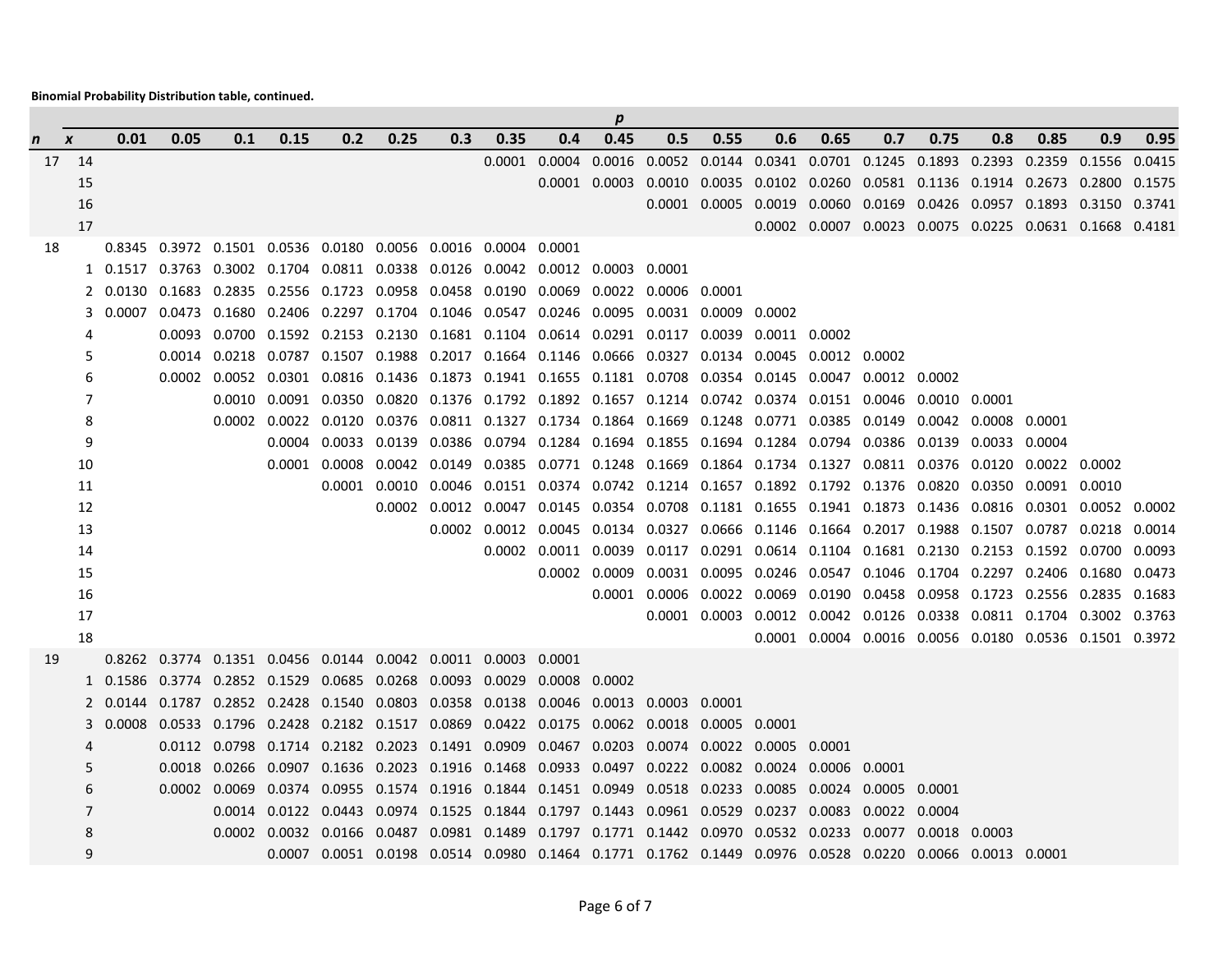**Binomial Probability Distribution table, continued.**

| | | *p* | | | | | | | | | | | | | | | | | | | |
|---|---|---|---|---|---|---|---|---|---|---|---|---|---|---|---|---|---|---|---|---|---|
| ***n*** | ***x*** | **0.01** | **0.05** | **0.1** | **0.15** | **0.2** | **0.25** | **0.3** | **0.35** | **0.4** | **0.45** | **0.5** | **0.55** | **0.6** | **0.65** | **0.7** | **0.75** | **0.8** | **0.85** | **0.9** | **0.95** |
| 17 | 14 | | | | | | | | 0.0001 | 0.0004 | 0.0016 | 0.0052 | 0.0144 | 0.0341 | 0.0701 | 0.1245 | 0.1893 | 0.2393 | 0.2359 | 0.1556 | 0.0415 |
| | 15 | | | | | | | | | 0.0001 | 0.0003 | 0.0010 | 0.0035 | 0.0102 | 0.0260 | 0.0581 | 0.1136 | 0.1914 | 0.2673 | 0.2800 | 0.1575 |
| | 16 | | | | | | | | | | | 0.0001 | 0.0005 | 0.0019 | 0.0060 | 0.0169 | 0.0426 | 0.0957 | 0.1893 | 0.3150 | 0.3741 |
| | 17 | | | | | | | | | | | | | 0.0002 | 0.0007 | 0.0023 | 0.0075 | 0.0225 | 0.0631 | 0.1668 | 0.4181 |
| 18 | | 0.8345 | 0.3972 | 0.1501 | 0.0536 | 0.0180 | 0.0056 | 0.0016 | 0.0004 | 0.0001 | | | | | | | | | | | |
| | 1 | 0.1517 | 0.3763 | 0.3002 | 0.1704 | 0.0811 | 0.0338 | 0.0126 | 0.0042 | 0.0012 | 0.0003 | 0.0001 | | | | | | | | | |
| | 2 | 0.0130 | 0.1683 | 0.2835 | 0.2556 | 0.1723 | 0.0958 | 0.0458 | 0.0190 | 0.0069 | 0.0022 | 0.0006 | 0.0001 | | | | | | | | |
| | 3 | 0.0007 | 0.0473 | 0.1680 | 0.2406 | 0.2297 | 0.1704 | 0.1046 | 0.0547 | 0.0246 | 0.0095 | 0.0031 | 0.0009 | 0.0002 | | | | | | | |
| | 4 | | 0.0093 | 0.0700 | 0.1592 | 0.2153 | 0.2130 | 0.1681 | 0.1104 | 0.0614 | 0.0291 | 0.0117 | 0.0039 | 0.0011 | 0.0002 | | | | | | |
| | 5 | | 0.0014 | 0.0218 | 0.0787 | 0.1507 | 0.1988 | 0.2017 | 0.1664 | 0.1146 | 0.0666 | 0.0327 | 0.0134 | 0.0045 | 0.0012 | 0.0002 | | | | | |
| | 6 | | 0.0002 | 0.0052 | 0.0301 | 0.0816 | 0.1436 | 0.1873 | 0.1941 | 0.1655 | 0.1181 | 0.0708 | 0.0354 | 0.0145 | 0.0047 | 0.0012 | 0.0002 | | | | |
| | 7 | | | 0.0010 | 0.0091 | 0.0350 | 0.0820 | 0.1376 | 0.1792 | 0.1892 | 0.1657 | 0.1214 | 0.0742 | 0.0374 | 0.0151 | 0.0046 | 0.0010 | 0.0001 | | | |
| | 8 | | | 0.0002 | 0.0022 | 0.0120 | 0.0376 | 0.0811 | 0.1327 | 0.1734 | 0.1864 | 0.1669 | 0.1248 | 0.0771 | 0.0385 | 0.0149 | 0.0042 | 0.0008 | 0.0001 | | |
| | 9 | | | | 0.0004 | 0.0033 | 0.0139 | 0.0386 | 0.0794 | 0.1284 | 0.1694 | 0.1855 | 0.1694 | 0.1284 | 0.0794 | 0.0386 | 0.0139 | 0.0033 | 0.0004 | | |
| | 10 | | | | 0.0001 | 0.0008 | 0.0042 | 0.0149 | 0.0385 | 0.0771 | 0.1248 | 0.1669 | 0.1864 | 0.1734 | 0.1327 | 0.0811 | 0.0376 | 0.0120 | 0.0022 | 0.0002 | |
| | 11 | | | | | 0.0001 | 0.0010 | 0.0046 | 0.0151 | 0.0374 | 0.0742 | 0.1214 | 0.1657 | 0.1892 | 0.1792 | 0.1376 | 0.0820 | 0.0350 | 0.0091 | 0.0010 | |
| | 12 | | | | | | 0.0002 | 0.0012 | 0.0047 | 0.0145 | 0.0354 | 0.0708 | 0.1181 | 0.1655 | 0.1941 | 0.1873 | 0.1436 | 0.0816 | 0.0301 | 0.0052 | 0.0002 |
| | 13 | | | | | | | 0.0002 | 0.0012 | 0.0045 | 0.0134 | 0.0327 | 0.0666 | 0.1146 | 0.1664 | 0.2017 | 0.1988 | 0.1507 | 0.0787 | 0.0218 | 0.0014 |
| | 14 | | | | | | | | 0.0002 | 0.0011 | 0.0039 | 0.0117 | 0.0291 | 0.0614 | 0.1104 | 0.1681 | 0.2130 | 0.2153 | 0.1592 | 0.0700 | 0.0093 |
| | 15 | | | | | | | | | 0.0002 | 0.0009 | 0.0031 | 0.0095 | 0.0246 | 0.0547 | 0.1046 | 0.1704 | 0.2297 | 0.2406 | 0.1680 | 0.0473 |
| | 16 | | | | | | | | | | 0.0001 | 0.0006 | 0.0022 | 0.0069 | 0.0190 | 0.0458 | 0.0958 | 0.1723 | 0.2556 | 0.2835 | 0.1683 |
| | 17 | | | | | | | | | | | 0.0001 | 0.0003 | 0.0012 | 0.0042 | 0.0126 | 0.0338 | 0.0811 | 0.1704 | 0.3002 | 0.3763 |
| | 18 | | | | | | | | | | | | | 0.0001 | 0.0004 | 0.0016 | 0.0056 | 0.0180 | 0.0536 | 0.1501 | 0.3972 |
| 19 | | 0.8262 | 0.3774 | 0.1351 | 0.0456 | 0.0144 | 0.0042 | 0.0011 | 0.0003 | 0.0001 | | | | | | | | | | | |
| | 1 | 0.1586 | 0.3774 | 0.2852 | 0.1529 | 0.0685 | 0.0268 | 0.0093 | 0.0029 | 0.0008 | 0.0002 | | | | | | | | | | |
| | 2 | 0.0144 | 0.1787 | 0.2852 | 0.2428 | 0.1540 | 0.0803 | 0.0358 | 0.0138 | 0.0046 | 0.0013 | 0.0003 | 0.0001 | | | | | | | | |
| | 3 | 0.0008 | 0.0533 | 0.1796 | 0.2428 | 0.2182 | 0.1517 | 0.0869 | 0.0422 | 0.0175 | 0.0062 | 0.0018 | 0.0005 | 0.0001 | | | | | | | |
| | 4 | | 0.0112 | 0.0798 | 0.1714 | 0.2182 | 0.2023 | 0.1491 | 0.0909 | 0.0467 | 0.0203 | 0.0074 | 0.0022 | 0.0005 | 0.0001 | | | | | | |
| | 5 | | 0.0018 | 0.0266 | 0.0907 | 0.1636 | 0.2023 | 0.1916 | 0.1468 | 0.0933 | 0.0497 | 0.0222 | 0.0082 | 0.0024 | 0.0006 | 0.0001 | | | | | |
| | 6 | | 0.0002 | 0.0069 | 0.0374 | 0.0955 | 0.1574 | 0.1916 | 0.1844 | 0.1451 | 0.0949 | 0.0518 | 0.0233 | 0.0085 | 0.0024 | 0.0005 | 0.0001 | | | | |
| | 7 | | | 0.0014 | 0.0122 | 0.0443 | 0.0974 | 0.1525 | 0.1844 | 0.1797 | 0.1443 | 0.0961 | 0.0529 | 0.0237 | 0.0083 | 0.0022 | 0.0004 | | | | |
| | 8 | | | 0.0002 | 0.0032 | 0.0166 | 0.0487 | 0.0981 | 0.1489 | 0.1797 | 0.1771 | 0.1442 | 0.0970 | 0.0532 | 0.0233 | 0.0077 | 0.0018 | 0.0003 | | | |
| | 9 | | | | 0.0007 | 0.0051 | 0.0198 | 0.0514 | 0.0980 | 0.1464 | 0.1771 | 0.1762 | 0.1449 | 0.0976 | 0.0528 | 0.0220 | 0.0066 | 0.0013 | 0.0001 | | |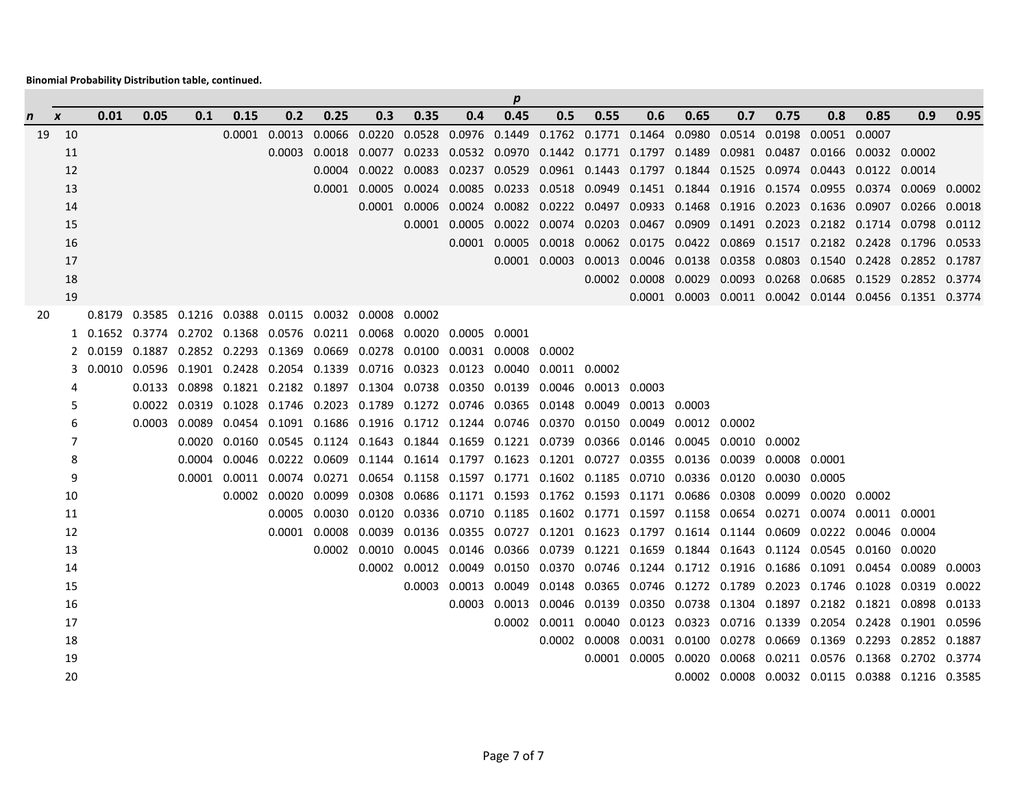**Binomial Probability Distribution table, continued.**

| | | *p* | | | | | | | | | | | | | | | | | | | |
|---|---|---|---|---|---|---|---|---|---|---|---|---|---|---|---|---|---|---|---|---|---|
| *n* | *x* | 0.01 | 0.05 | 0.1 | 0.15 | 0.2 | 0.25 | 0.3 | 0.35 | 0.4 | 0.45 | 0.5 | 0.55 | 0.6 | 0.65 | 0.7 | 0.75 | 0.8 | 0.85 | 0.9 | 0.95 |
| 19 | 10 | | | | 0.0001 | 0.0013 | 0.0066 | 0.0220 | 0.0528 | 0.0976 | 0.1449 | 0.1762 | 0.1771 | 0.1464 | 0.0980 | 0.0514 | 0.0198 | 0.0051 | 0.0007 | | |
| | 11 | | | | | 0.0003 | 0.0018 | 0.0077 | 0.0233 | 0.0532 | 0.0970 | 0.1442 | 0.1771 | 0.1797 | 0.1489 | 0.0981 | 0.0487 | 0.0166 | 0.0032 | 0.0002 | |
| | 12 | | | | | | 0.0004 | 0.0022 | 0.0083 | 0.0237 | 0.0529 | 0.0961 | 0.1443 | 0.1797 | 0.1844 | 0.1525 | 0.0974 | 0.0443 | 0.0122 | 0.0014 | |
| | 13 | | | | | | 0.0001 | 0.0005 | 0.0024 | 0.0085 | 0.0233 | 0.0518 | 0.0949 | 0.1451 | 0.1844 | 0.1916 | 0.1574 | 0.0955 | 0.0374 | 0.0069 | 0.0002 |
| | 14 | | | | | | | 0.0001 | 0.0006 | 0.0024 | 0.0082 | 0.0222 | 0.0497 | 0.0933 | 0.1468 | 0.1916 | 0.2023 | 0.1636 | 0.0907 | 0.0266 | 0.0018 |
| | 15 | | | | | | | | 0.0001 | 0.0005 | 0.0022 | 0.0074 | 0.0203 | 0.0467 | 0.0909 | 0.1491 | 0.2023 | 0.2182 | 0.1714 | 0.0798 | 0.0112 |
| | 16 | | | | | | | | | 0.0001 | 0.0005 | 0.0018 | 0.0062 | 0.0175 | 0.0422 | 0.0869 | 0.1517 | 0.2182 | 0.2428 | 0.1796 | 0.0533 |
| | 17 | | | | | | | | | | 0.0001 | 0.0003 | 0.0013 | 0.0046 | 0.0138 | 0.0358 | 0.0803 | 0.1540 | 0.2428 | 0.2852 | 0.1787 |
| | 18 | | | | | | | | | | | | 0.0002 | 0.0008 | 0.0029 | 0.0093 | 0.0268 | 0.0685 | 0.1529 | 0.2852 | 0.3774 |
| | 19 | | | | | | | | | | | | | 0.0001 | 0.0003 | 0.0011 | 0.0042 | 0.0144 | 0.0456 | 0.1351 | 0.3774 |
| 20 | | 0.8179 | 0.3585 | 0.1216 | 0.0388 | 0.0115 | 0.0032 | 0.0008 | 0.0002 | | | | | | | | | | | | |
| | 1 | 0.1652 | 0.3774 | 0.2702 | 0.1368 | 0.0576 | 0.0211 | 0.0068 | 0.0020 | 0.0005 | 0.0001 | | | | | | | | | | |
| | 2 | 0.0159 | 0.1887 | 0.2852 | 0.2293 | 0.1369 | 0.0669 | 0.0278 | 0.0100 | 0.0031 | 0.0008 | 0.0002 | | | | | | | | | |
| | 3 | 0.0010 | 0.0596 | 0.1901 | 0.2428 | 0.2054 | 0.1339 | 0.0716 | 0.0323 | 0.0123 | 0.0040 | 0.0011 | 0.0002 | | | | | | | | |
| | 4 | | 0.0133 | 0.0898 | 0.1821 | 0.2182 | 0.1897 | 0.1304 | 0.0738 | 0.0350 | 0.0139 | 0.0046 | 0.0013 | 0.0003 | | | | | | | |
| | 5 | | 0.0022 | 0.0319 | 0.1028 | 0.1746 | 0.2023 | 0.1789 | 0.1272 | 0.0746 | 0.0365 | 0.0148 | 0.0049 | 0.0013 | 0.0003 | | | | | | |
| | 6 | | 0.0003 | 0.0089 | 0.0454 | 0.1091 | 0.1686 | 0.1916 | 0.1712 | 0.1244 | 0.0746 | 0.0370 | 0.0150 | 0.0049 | 0.0012 | 0.0002 | | | | | |
| | 7 | | | 0.0020 | 0.0160 | 0.0545 | 0.1124 | 0.1643 | 0.1844 | 0.1659 | 0.1221 | 0.0739 | 0.0366 | 0.0146 | 0.0045 | 0.0010 | 0.0002 | | | | |
| | 8 | | | 0.0004 | 0.0046 | 0.0222 | 0.0609 | 0.1144 | 0.1614 | 0.1797 | 0.1623 | 0.1201 | 0.0727 | 0.0355 | 0.0136 | 0.0039 | 0.0008 | 0.0001 | | | |
| | 9 | | | 0.0001 | 0.0011 | 0.0074 | 0.0271 | 0.0654 | 0.1158 | 0.1597 | 0.1771 | 0.1602 | 0.1185 | 0.0710 | 0.0336 | 0.0120 | 0.0030 | 0.0005 | | | |
| | 10 | | | | 0.0002 | 0.0020 | 0.0099 | 0.0308 | 0.0686 | 0.1171 | 0.1593 | 0.1762 | 0.1593 | 0.1171 | 0.0686 | 0.0308 | 0.0099 | 0.0020 | 0.0002 | | |
| | 11 | | | | | 0.0005 | 0.0030 | 0.0120 | 0.0336 | 0.0710 | 0.1185 | 0.1602 | 0.1771 | 0.1597 | 0.1158 | 0.0654 | 0.0271 | 0.0074 | 0.0011 | 0.0001 | |
| | 12 | | | | | 0.0001 | 0.0008 | 0.0039 | 0.0136 | 0.0355 | 0.0727 | 0.1201 | 0.1623 | 0.1797 | 0.1614 | 0.1144 | 0.0609 | 0.0222 | 0.0046 | 0.0004 | |
| | 13 | | | | | | 0.0002 | 0.0010 | 0.0045 | 0.0146 | 0.0366 | 0.0739 | 0.1221 | 0.1659 | 0.1844 | 0.1643 | 0.1124 | 0.0545 | 0.0160 | 0.0020 | |
| | 14 | | | | | | | 0.0002 | 0.0012 | 0.0049 | 0.0150 | 0.0370 | 0.0746 | 0.1244 | 0.1712 | 0.1916 | 0.1686 | 0.1091 | 0.0454 | 0.0089 | 0.0003 |
| | 15 | | | | | | | | 0.0003 | 0.0013 | 0.0049 | 0.0148 | 0.0365 | 0.0746 | 0.1272 | 0.1789 | 0.2023 | 0.1746 | 0.1028 | 0.0319 | 0.0022 |
| | 16 | | | | | | | | | 0.0003 | 0.0013 | 0.0046 | 0.0139 | 0.0350 | 0.0738 | 0.1304 | 0.1897 | 0.2182 | 0.1821 | 0.0898 | 0.0133 |
| | 17 | | | | | | | | | | 0.0002 | 0.0011 | 0.0040 | 0.0123 | 0.0323 | 0.0716 | 0.1339 | 0.2054 | 0.2428 | 0.1901 | 0.0596 |
| | 18 | | | | | | | | | | | 0.0002 | 0.0008 | 0.0031 | 0.0100 | 0.0278 | 0.0669 | 0.1369 | 0.2293 | 0.2852 | 0.1887 |
| | 19 | | | | | | | | | | | | 0.0001 | 0.0005 | 0.0020 | 0.0068 | 0.0211 | 0.0576 | 0.1368 | 0.2702 | 0.3774 |
| | 20 | | | | | | | | | | | | | | 0.0002 | 0.0008 | 0.0032 | 0.0115 | 0.0388 | 0.1216 | 0.3585 |